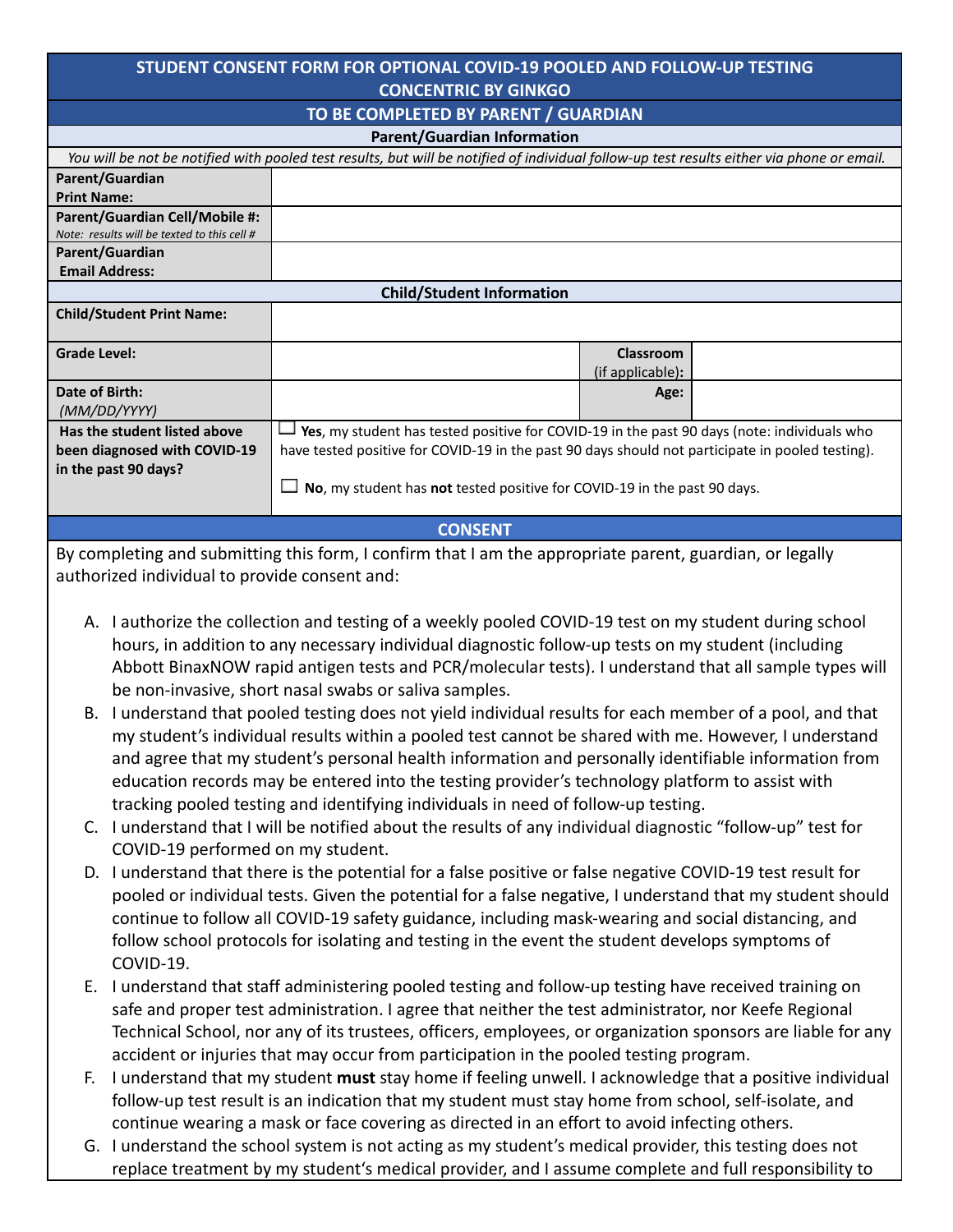## STUDENT CONSENT FORM FOR OPTIONAL COVID-19 POOLED AND FOLLOW-UP TESTING CONCENTRIC BY GINKGO

### TO BE COMPLETED BY PARENT / GUARDIAN

**Parent/Guardian Information**

*You will be not be notified with pooled test results, but will be notified of individual follow-up test results either via phone or email.*

| | |
|---|---|
| **Parent/Guardian Print Name:** | |
| **Parent/Guardian Cell/Mobile #:** *Note: results will be texted to this cell #* | |
| **Parent/Guardian Email Address:** | |

**Child/Student Information**

| | | | |
|---|---|---|---|
| **Child/Student Print Name:** | | | |
| **Grade Level:** | | **Classroom** (if applicable): | |
| **Date of Birth:** *(MM/DD/YYYY)* | | **Age:** | |
| **Has the student listed above been diagnosed with COVID-19 in the past 90 days?** | ☐ **Yes**, my student has tested positive for COVID-19 in the past 90 days (note: individuals who have tested positive for COVID-19 in the past 90 days should not participate in pooled testing).<br><br>☐ **No**, my student has **not** tested positive for COVID-19 in the past 90 days. | | |

### CONSENT

By completing and submitting this form, I confirm that I am the appropriate parent, guardian, or legally authorized individual to provide consent and:

A. I authorize the collection and testing of a weekly pooled COVID-19 test on my student during school hours, in addition to any necessary individual diagnostic follow-up tests on my student (including Abbott BinaxNOW rapid antigen tests and PCR/molecular tests). I understand that all sample types will be non-invasive, short nasal swabs or saliva samples.

B. I understand that pooled testing does not yield individual results for each member of a pool, and that my student's individual results within a pooled test cannot be shared with me. However, I understand and agree that my student's personal health information and personally identifiable information from education records may be entered into the testing provider's technology platform to assist with tracking pooled testing and identifying individuals in need of follow-up testing.

C. I understand that I will be notified about the results of any individual diagnostic "follow-up" test for COVID-19 performed on my student.

D. I understand that there is the potential for a false positive or false negative COVID-19 test result for pooled or individual tests. Given the potential for a false negative, I understand that my student should continue to follow all COVID-19 safety guidance, including mask-wearing and social distancing, and follow school protocols for isolating and testing in the event the student develops symptoms of COVID-19.

E. I understand that staff administering pooled testing and follow-up testing have received training on safe and proper test administration. I agree that neither the test administrator, nor Keefe Regional Technical School, nor any of its trustees, officers, employees, or organization sponsors are liable for any accident or injuries that may occur from participation in the pooled testing program.

F. I understand that my student **must** stay home if feeling unwell. I acknowledge that a positive individual follow-up test result is an indication that my student must stay home from school, self-isolate, and continue wearing a mask or face covering as directed in an effort to avoid infecting others.

G. I understand the school system is not acting as my student's medical provider, this testing does not replace treatment by my student's medical provider, and I assume complete and full responsibility to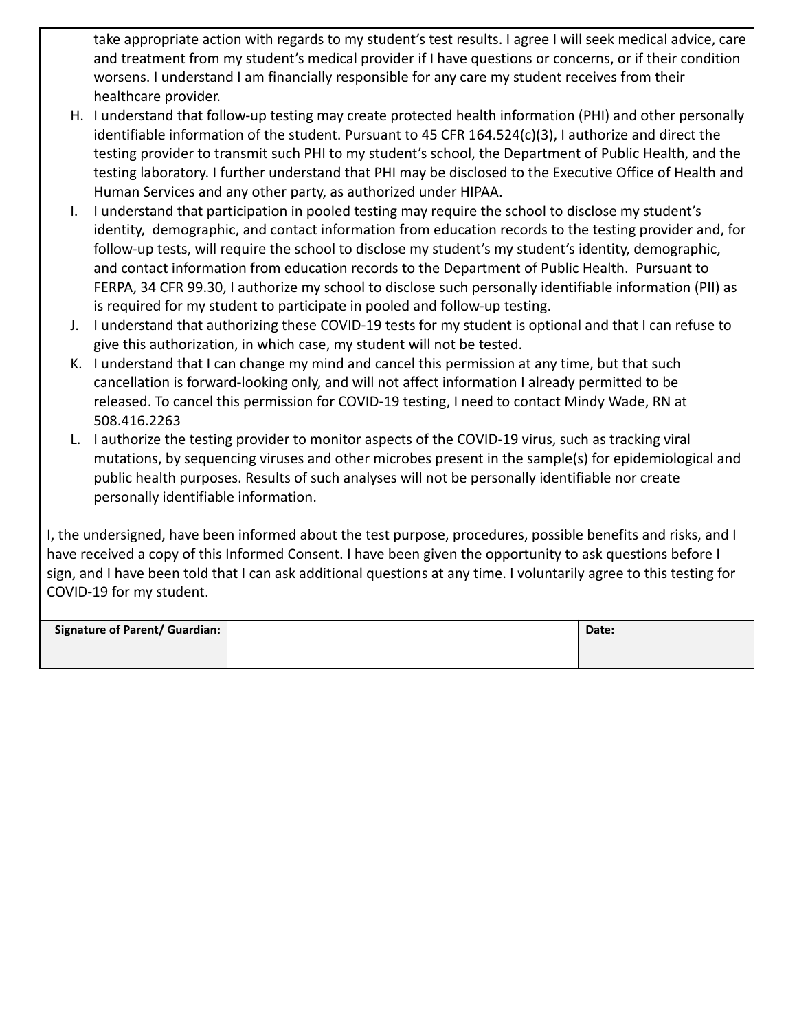take appropriate action with regards to my student's test results. I agree I will seek medical advice, care and treatment from my student's medical provider if I have questions or concerns, or if their condition worsens. I understand I am financially responsible for any care my student receives from their healthcare provider.

H. I understand that follow-up testing may create protected health information (PHI) and other personally identifiable information of the student. Pursuant to 45 CFR 164.524(c)(3), I authorize and direct the testing provider to transmit such PHI to my student's school, the Department of Public Health, and the testing laboratory. I further understand that PHI may be disclosed to the Executive Office of Health and Human Services and any other party, as authorized under HIPAA.

I. I understand that participation in pooled testing may require the school to disclose my student's identity, demographic, and contact information from education records to the testing provider and, for follow-up tests, will require the school to disclose my student's my student's identity, demographic, and contact information from education records to the Department of Public Health. Pursuant to FERPA, 34 CFR 99.30, I authorize my school to disclose such personally identifiable information (PII) as is required for my student to participate in pooled and follow-up testing.

J. I understand that authorizing these COVID-19 tests for my student is optional and that I can refuse to give this authorization, in which case, my student will not be tested.

K. I understand that I can change my mind and cancel this permission at any time, but that such cancellation is forward-looking only, and will not affect information I already permitted to be released. To cancel this permission for COVID-19 testing, I need to contact Mindy Wade, RN at 508.416.2263

L. I authorize the testing provider to monitor aspects of the COVID-19 virus, such as tracking viral mutations, by sequencing viruses and other microbes present in the sample(s) for epidemiological and public health purposes. Results of such analyses will not be personally identifiable nor create personally identifiable information.

I, the undersigned, have been informed about the test purpose, procedures, possible benefits and risks, and I have received a copy of this Informed Consent. I have been given the opportunity to ask questions before I sign, and I have been told that I can ask additional questions at any time. I voluntarily agree to this testing for COVID-19 for my student.

| | | |
|---|---|---|
| **Signature of Parent/ Guardian:** | | **Date:** |